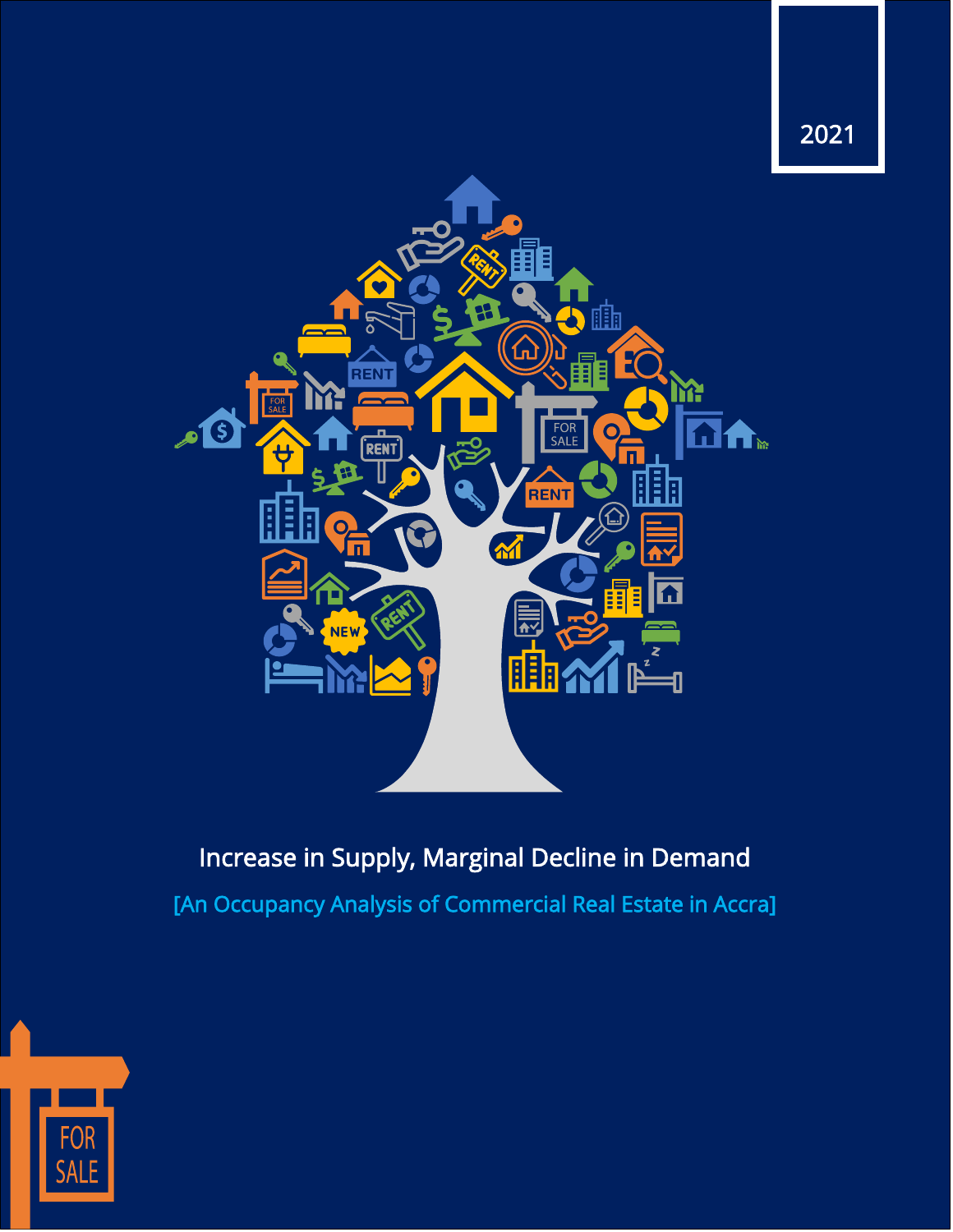2021

# Increase in Supply, Marginal Decline in Demand

[An Occupancy Analysis of Commercial Real Estate in Accra]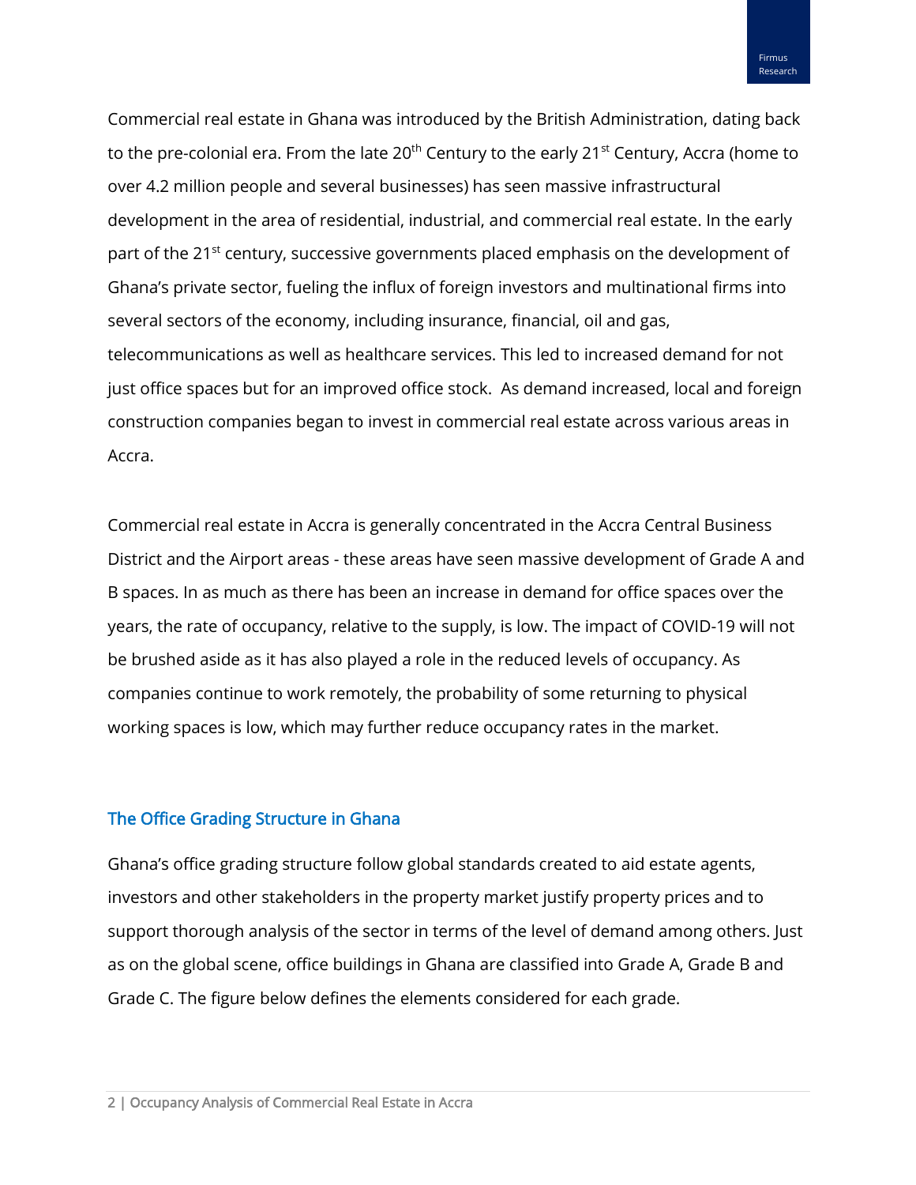Commercial real estate in Ghana was introduced by the British Administration, dating back to the pre-colonial era. From the late 20th Century to the early 21st Century, Accra (home to over 4.2 million people and several businesses) has seen massive infrastructural development in the area of residential, industrial, and commercial real estate. In the early part of the 21st century, successive governments placed emphasis on the development of Ghana's private sector, fueling the influx of foreign investors and multinational firms into several sectors of the economy, including insurance, financial, oil and gas, telecommunications as well as healthcare services. This led to increased demand for not just office spaces but for an improved office stock. As demand increased, local and foreign construction companies began to invest in commercial real estate across various areas in Accra.

Commercial real estate in Accra is generally concentrated in the Accra Central Business District and the Airport areas - these areas have seen massive development of Grade A and B spaces. In as much as there has been an increase in demand for office spaces over the years, the rate of occupancy, relative to the supply, is low. The impact of COVID-19 will not be brushed aside as it has also played a role in the reduced levels of occupancy. As companies continue to work remotely, the probability of some returning to physical working spaces is low, which may further reduce occupancy rates in the market.

## The Office Grading Structure in Ghana

Ghana's office grading structure follow global standards created to aid estate agents, investors and other stakeholders in the property market justify property prices and to support thorough analysis of the sector in terms of the level of demand among others. Just as on the global scene, office buildings in Ghana are classified into Grade A, Grade B and Grade C. The figure below defines the elements considered for each grade.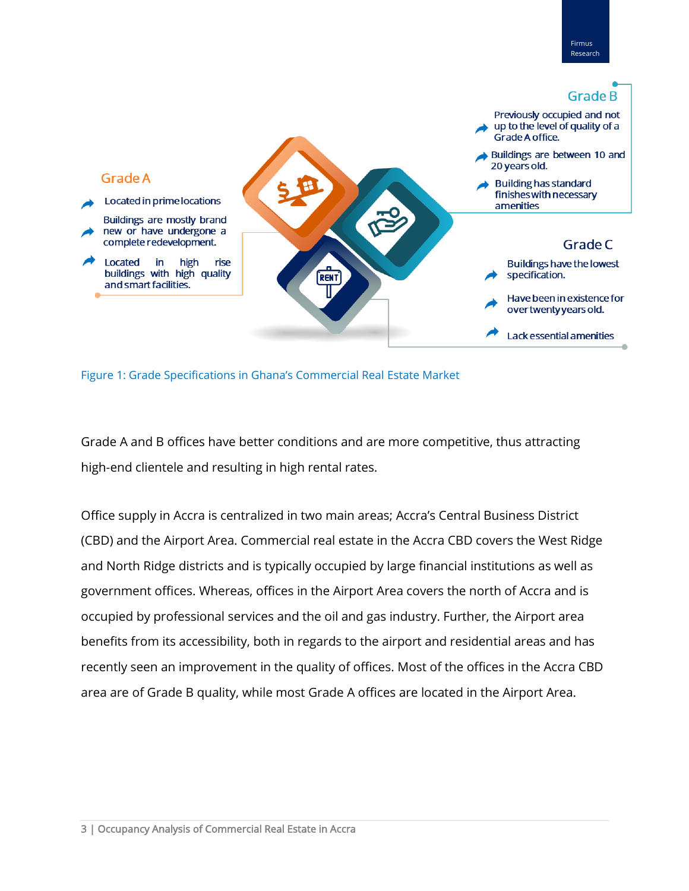**Grade A**

- Located in prime locations
- Buildings are mostly brand new or have undergone a complete redevelopment.
- Located in high rise buildings with high quality and smart facilities.

**Grade B**

- Previously occupied and not up to the level of quality of a Grade A office.
- Buildings are between 10 and 20 years old.
- Building has standard finishes with necessary amenities

**Grade C**

- Buildings have the lowest specification.
- Have been in existence for over twenty years old.
- Lack essential amenities

Figure 1: Grade Specifications in Ghana's Commercial Real Estate Market

Grade A and B offices have better conditions and are more competitive, thus attracting high-end clientele and resulting in high rental rates.

Office supply in Accra is centralized in two main areas; Accra's Central Business District (CBD) and the Airport Area. Commercial real estate in the Accra CBD covers the West Ridge and North Ridge districts and is typically occupied by large financial institutions as well as government offices. Whereas, offices in the Airport Area covers the north of Accra and is occupied by professional services and the oil and gas industry. Further, the Airport area benefits from its accessibility, both in regards to the airport and residential areas and has recently seen an improvement in the quality of offices. Most of the offices in the Accra CBD area are of Grade B quality, while most Grade A offices are located in the Airport Area.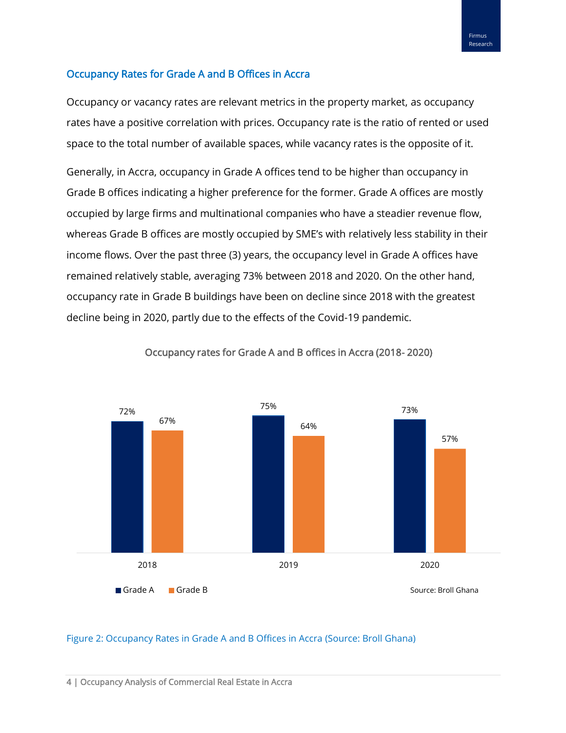## Occupancy Rates for Grade A and B Offices in Accra

Occupancy or vacancy rates are relevant metrics in the property market, as occupancy rates have a positive correlation with prices. Occupancy rate is the ratio of rented or used space to the total number of available spaces, while vacancy rates is the opposite of it.

Generally, in Accra, occupancy in Grade A offices tend to be higher than occupancy in Grade B offices indicating a higher preference for the former. Grade A offices are mostly occupied by large firms and multinational companies who have a steadier revenue flow, whereas Grade B offices are mostly occupied by SME's with relatively less stability in their income flows. Over the past three (3) years, the occupancy level in Grade A offices have remained relatively stable, averaging 73% between 2018 and 2020. On the other hand, occupancy rate in Grade B buildings have been on decline since 2018 with the greatest decline being in 2020, partly due to the effects of the Covid-19 pandemic.

Occupancy rates for Grade A and B offices in Accra (2018- 2020)

| | 2018 | 2019 | 2020 |
|---|---|---|---|
| Grade A | 72% | 75% | 73% |
| Grade B | 67% | 64% | 57% |

Source: Broll Ghana

Figure 2: Occupancy Rates in Grade A and B Offices in Accra (Source: Broll Ghana)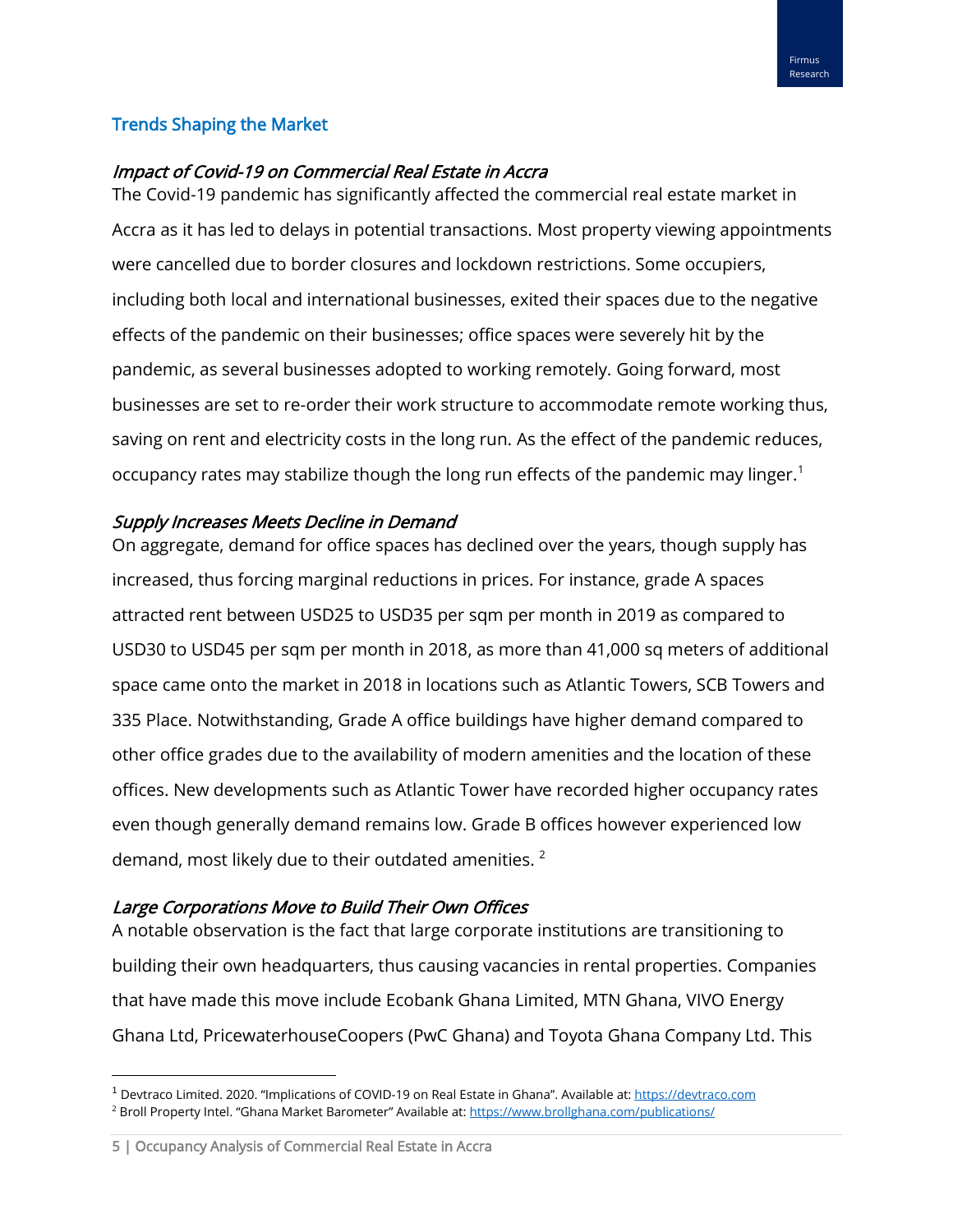## Trends Shaping the Market

### *Impact of Covid-19 on Commercial Real Estate in Accra*

The Covid-19 pandemic has significantly affected the commercial real estate market in Accra as it has led to delays in potential transactions. Most property viewing appointments were cancelled due to border closures and lockdown restrictions. Some occupiers, including both local and international businesses, exited their spaces due to the negative effects of the pandemic on their businesses; office spaces were severely hit by the pandemic, as several businesses adopted to working remotely. Going forward, most businesses are set to re-order their work structure to accommodate remote working thus, saving on rent and electricity costs in the long run. As the effect of the pandemic reduces, occupancy rates may stabilize though the long run effects of the pandemic may linger.[1]

### *Supply Increases Meets Decline in Demand*

On aggregate, demand for office spaces has declined over the years, though supply has increased, thus forcing marginal reductions in prices. For instance, grade A spaces attracted rent between USD25 to USD35 per sqm per month in 2019 as compared to USD30 to USD45 per sqm per month in 2018, as more than 41,000 sq meters of additional space came onto the market in 2018 in locations such as Atlantic Towers, SCB Towers and 335 Place. Notwithstanding, Grade A office buildings have higher demand compared to other office grades due to the availability of modern amenities and the location of these offices. New developments such as Atlantic Tower have recorded higher occupancy rates even though generally demand remains low. Grade B offices however experienced low demand, most likely due to their outdated amenities. [2]

### *Large Corporations Move to Build Their Own Offices*

A notable observation is the fact that large corporate institutions are transitioning to building their own headquarters, thus causing vacancies in rental properties. Companies that have made this move include Ecobank Ghana Limited, MTN Ghana, VIVO Energy Ghana Ltd, PricewaterhouseCoopers (PwC Ghana) and Toyota Ghana Company Ltd. This

---

[1] Devtraco Limited. 2020. "Implications of COVID-19 on Real Estate in Ghana". Available at: [https://devtraco.com](https://devtraco.com)

[2] Broll Property Intel. "Ghana Market Barometer" Available at: [https://www.brollghana.com/publications/](https://www.brollghana.com/publications/)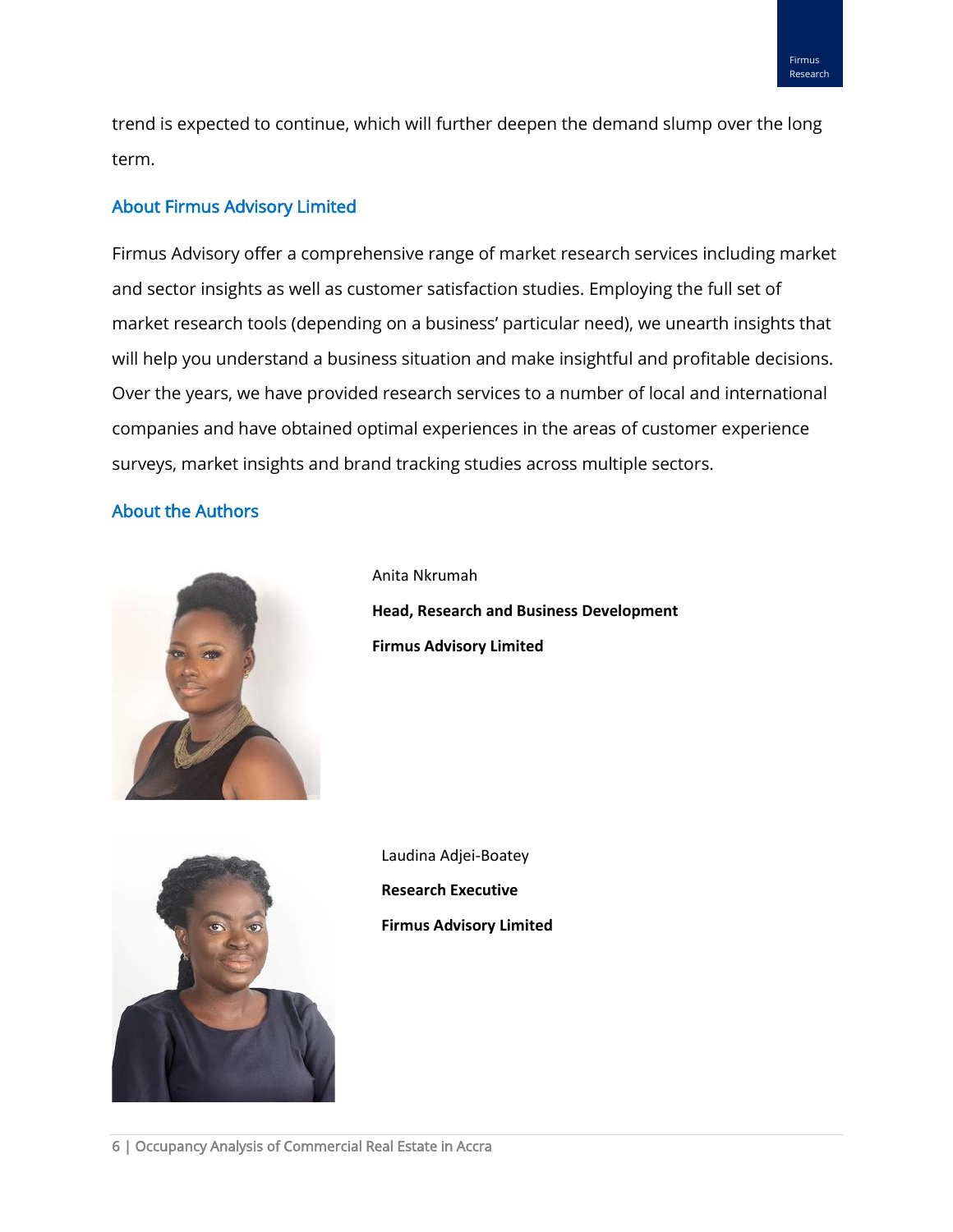trend is expected to continue, which will further deepen the demand slump over the long term.

## About Firmus Advisory Limited

Firmus Advisory offer a comprehensive range of market research services including market and sector insights as well as customer satisfaction studies. Employing the full set of market research tools (depending on a business' particular need), we unearth insights that will help you understand a business situation and make insightful and profitable decisions. Over the years, we have provided research services to a number of local and international companies and have obtained optimal experiences in the areas of customer experience surveys, market insights and brand tracking studies across multiple sectors.

## About the Authors

Anita Nkrumah

**Head, Research and Business Development**

**Firmus Advisory Limited**

Laudina Adjei-Boatey

**Research Executive**

**Firmus Advisory Limited**